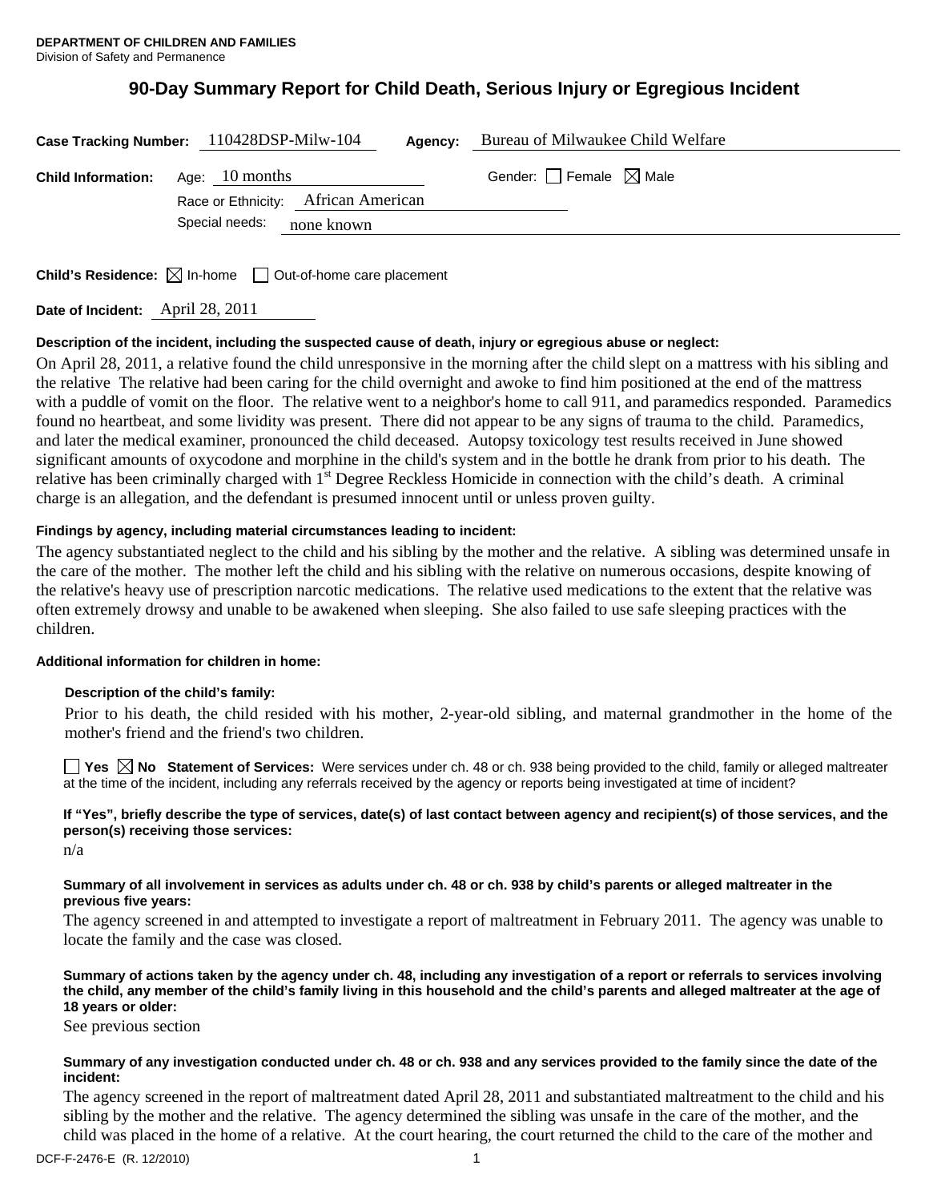**DEPARTMENT OF CHILDREN AND FAMILIES**
Division of Safety and Permanence

# 90-Day Summary Report for Child Death, Serious Injury or Egregious Incident

**Case Tracking Number:** 110428DSP-Milw-104 **Agency:** Bureau of Milwaukee Child Welfare

**Child Information:** Age: 10 months Gender: ☐ Female ☒ Male

Race or Ethnicity: African American

Special needs: none known

**Child's Residence:** ☒ In-home ☐ Out-of-home care placement

**Date of Incident:** April 28, 2011

**Description of the incident, including the suspected cause of death, injury or egregious abuse or neglect:**

On April 28, 2011, a relative found the child unresponsive in the morning after the child slept on a mattress with his sibling and the relative The relative had been caring for the child overnight and awoke to find him positioned at the end of the mattress with a puddle of vomit on the floor. The relative went to a neighbor's home to call 911, and paramedics responded. Paramedics found no heartbeat, and some lividity was present. There did not appear to be any signs of trauma to the child. Paramedics, and later the medical examiner, pronounced the child deceased. Autopsy toxicology test results received in June showed significant amounts of oxycodone and morphine in the child's system and in the bottle he drank from prior to his death. The relative has been criminally charged with 1st Degree Reckless Homicide in connection with the child's death. A criminal charge is an allegation, and the defendant is presumed innocent until or unless proven guilty.

**Findings by agency, including material circumstances leading to incident:**

The agency substantiated neglect to the child and his sibling by the mother and the relative. A sibling was determined unsafe in the care of the mother. The mother left the child and his sibling with the relative on numerous occasions, despite knowing of the relative's heavy use of prescription narcotic medications. The relative used medications to the extent that the relative was often extremely drowsy and unable to be awakened when sleeping. She also failed to use safe sleeping practices with the children.

**Additional information for children in home:**

**Description of the child's family:**

Prior to his death, the child resided with his mother, 2-year-old sibling, and maternal grandmother in the home of the mother's friend and the friend's two children.

☐ **Yes** ☒ **No** **Statement of Services:** Were services under ch. 48 or ch. 938 being provided to the child, family or alleged maltreater at the time of the incident, including any referrals received by the agency or reports being investigated at time of incident?

**If "Yes", briefly describe the type of services, date(s) of last contact between agency and recipient(s) of those services, and the person(s) receiving those services:**

n/a

**Summary of all involvement in services as adults under ch. 48 or ch. 938 by child's parents or alleged maltreater in the previous five years:**

The agency screened in and attempted to investigate a report of maltreatment in February 2011. The agency was unable to locate the family and the case was closed.

**Summary of actions taken by the agency under ch. 48, including any investigation of a report or referrals to services involving the child, any member of the child's family living in this household and the child's parents and alleged maltreater at the age of 18 years or older:**

See previous section

**Summary of any investigation conducted under ch. 48 or ch. 938 and any services provided to the family since the date of the incident:**

The agency screened in the report of maltreatment dated April 28, 2011 and substantiated maltreatment to the child and his sibling by the mother and the relative. The agency determined the sibling was unsafe in the care of the mother, and the child was placed in the home of a relative. At the court hearing, the court returned the child to the care of the mother and

DCF-F-2476-E (R. 12/2010)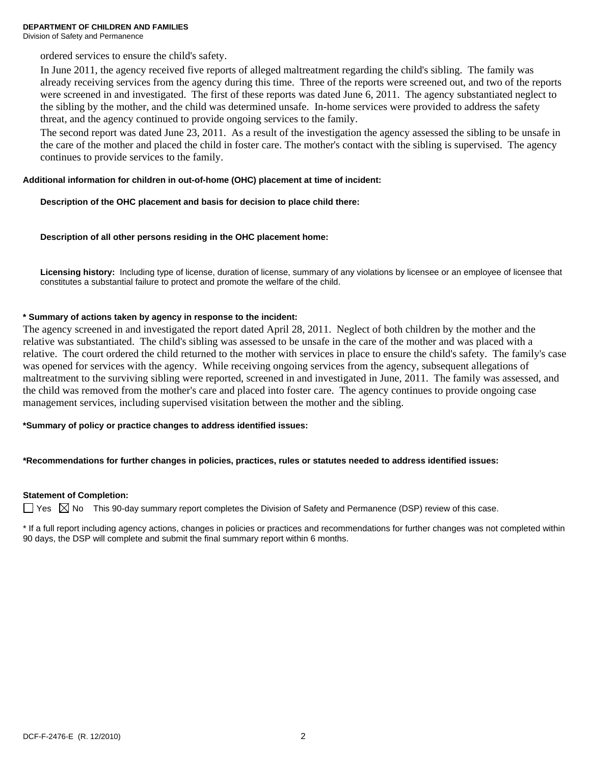ordered services to ensure the child's safety.

In June 2011, the agency received five reports of alleged maltreatment regarding the child's sibling. The family was already receiving services from the agency during this time. Three of the reports were screened out, and two of the reports were screened in and investigated. The first of these reports was dated June 6, 2011. The agency substantiated neglect to the sibling by the mother, and the child was determined unsafe. In-home services were provided to address the safety threat, and the agency continued to provide ongoing services to the family.

The second report was dated June 23, 2011. As a result of the investigation the agency assessed the sibling to be unsafe in the care of the mother and placed the child in foster care. The mother's contact with the sibling is supervised. The agency continues to provide services to the family.

**Additional information for children in out-of-home (OHC) placement at time of incident:**

**Description of the OHC placement and basis for decision to place child there:**

**Description of all other persons residing in the OHC placement home:**

**Licensing history:** Including type of license, duration of license, summary of any violations by licensee or an employee of licensee that constitutes a substantial failure to protect and promote the welfare of the child.

**\* Summary of actions taken by agency in response to the incident:**

The agency screened in and investigated the report dated April 28, 2011. Neglect of both children by the mother and the relative was substantiated. The child's sibling was assessed to be unsafe in the care of the mother and was placed with a relative. The court ordered the child returned to the mother with services in place to ensure the child's safety. The family's case was opened for services with the agency. While receiving ongoing services from the agency, subsequent allegations of maltreatment to the surviving sibling were reported, screened in and investigated in June, 2011. The family was assessed, and the child was removed from the mother's care and placed into foster care. The agency continues to provide ongoing case management services, including supervised visitation between the mother and the sibling.

**\*Summary of policy or practice changes to address identified issues:**

**\*Recommendations for further changes in policies, practices, rules or statutes needed to address identified issues:**

**Statement of Completion:**

☐ Yes ☒ No This 90-day summary report completes the Division of Safety and Permanence (DSP) review of this case.

\* If a full report including agency actions, changes in policies or practices and recommendations for further changes was not completed within 90 days, the DSP will complete and submit the final summary report within 6 months.